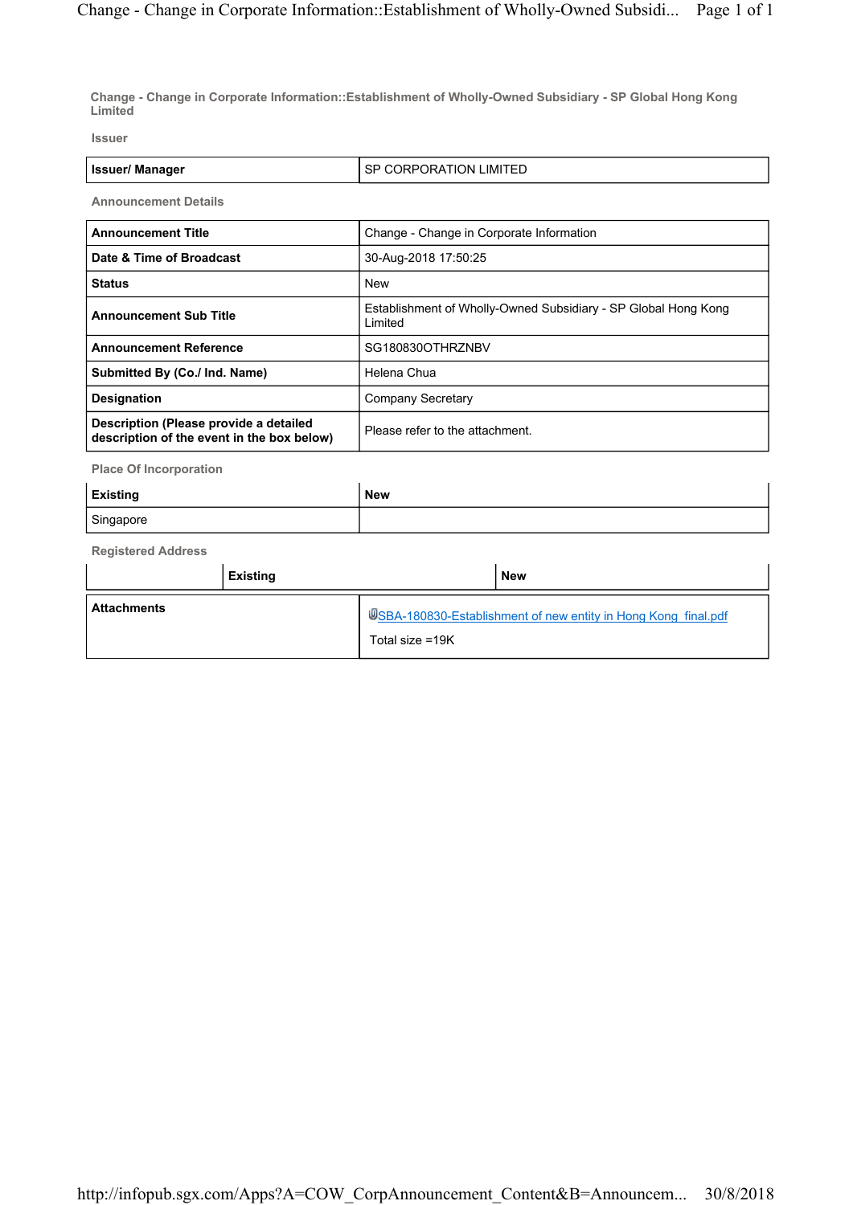## Change - Change in Corporate Information::Establishment of Wholly-Owned Subsidiary - SP Global Hong Kong Limited

### Issuer

| Issuer/ Manager | SP CORPORATION LIMITED |
|---|---|

### Announcement Details

| Announcement Title | Change - Change in Corporate Information |
|---|---|
| Date & Time of Broadcast | 30-Aug-2018 17:50:25 |
| Status | New |
| Announcement Sub Title | Establishment of Wholly-Owned Subsidiary - SP Global Hong Kong Limited |
| Announcement Reference | SG180830OTHRZNBV |
| Submitted By (Co./ Ind. Name) | Helena Chua |
| Designation | Company Secretary |
| Description (Please provide a detailed description of the event in the box below) | Please refer to the attachment. |

### Place Of Incorporation

| Existing | New |
|---|---|
| Singapore | |

### Registered Address

| | Existing | New |
|---|---|---|

| Attachments | SBA-180830-Establishment of new entity in Hong Kong_final.pdf<br>Total size =19K |
|---|---|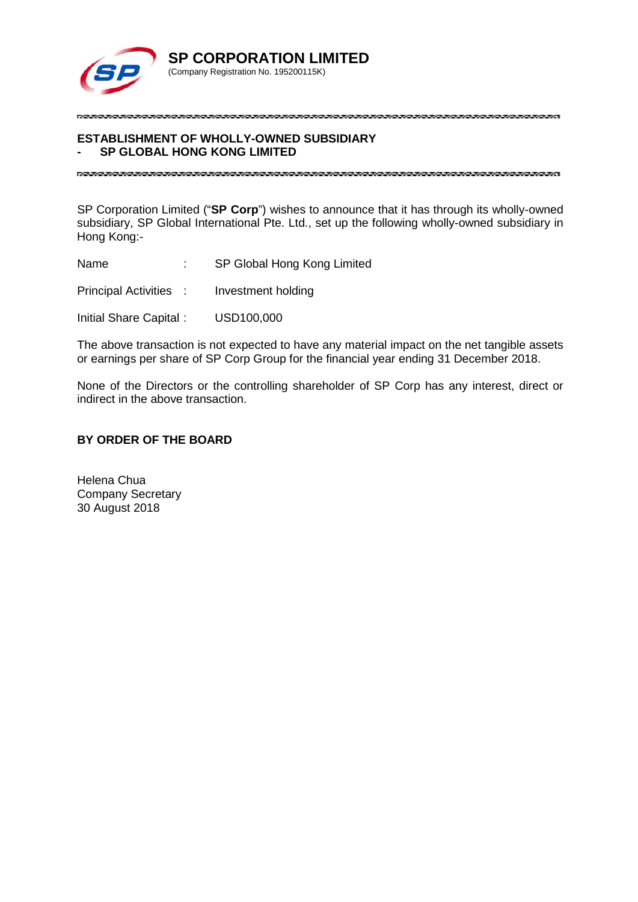**SP CORPORATION LIMITED**
(Company Registration No. 195200115K)

## ESTABLISHMENT OF WHOLLY-OWNED SUBSIDIARY
## - SP GLOBAL HONG KONG LIMITED

SP Corporation Limited ("**SP Corp**") wishes to announce that it has through its wholly-owned subsidiary, SP Global International Pte. Ltd., set up the following wholly-owned subsidiary in Hong Kong:-

| | | |
|---|---|---|
| Name | : | SP Global Hong Kong Limited |
| Principal Activities | : | Investment holding |
| Initial Share Capital | : | USD100,000 |

The above transaction is not expected to have any material impact on the net tangible assets or earnings per share of SP Corp Group for the financial year ending 31 December 2018.

None of the Directors or the controlling shareholder of SP Corp has any interest, direct or indirect in the above transaction.

**BY ORDER OF THE BOARD**

Helena Chua
Company Secretary
30 August 2018